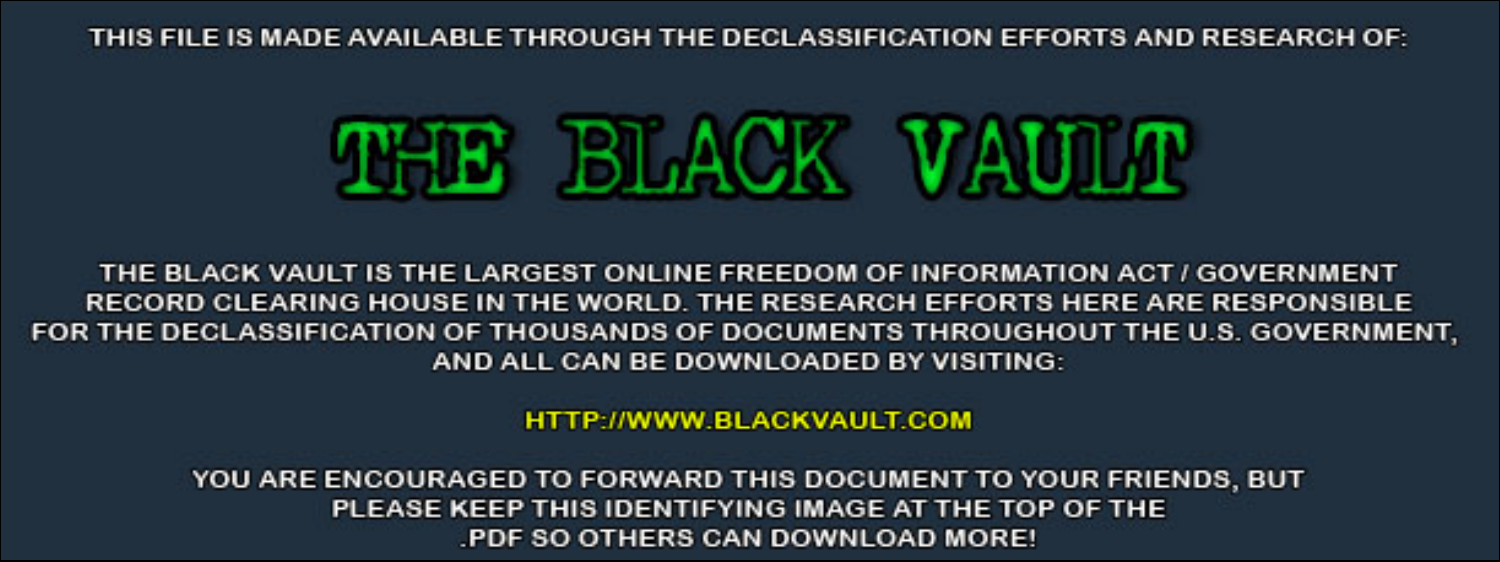THIS FILE IS MADE AVAILABLE THROUGH THE DECLASSIFICATION EFFORTS AND RESEARCH OF:

# THE BLACK VAULT

THE BLACK VAULT IS THE LARGEST ONLINE FREEDOM OF INFORMATION ACT / GOVERNMENT RECORD CLEARING HOUSE IN THE WORLD. THE RESEARCH EFFORTS HERE ARE RESPONSIBLE FOR THE DECLASSIFICATION OF THOUSANDS OF DOCUMENTS THROUGHOUT THE U.S. GOVERNMENT, AND ALL CAN BE DOWNLOADED BY VISITING:

HTTP://WWW.BLACKVAULT.COM

YOU ARE ENCOURAGED TO FORWARD THIS DOCUMENT TO YOUR FRIENDS, BUT PLEASE KEEP THIS IDENTIFYING IMAGE AT THE TOP OF THE .PDF SO OTHERS CAN DOWNLOAD MORE!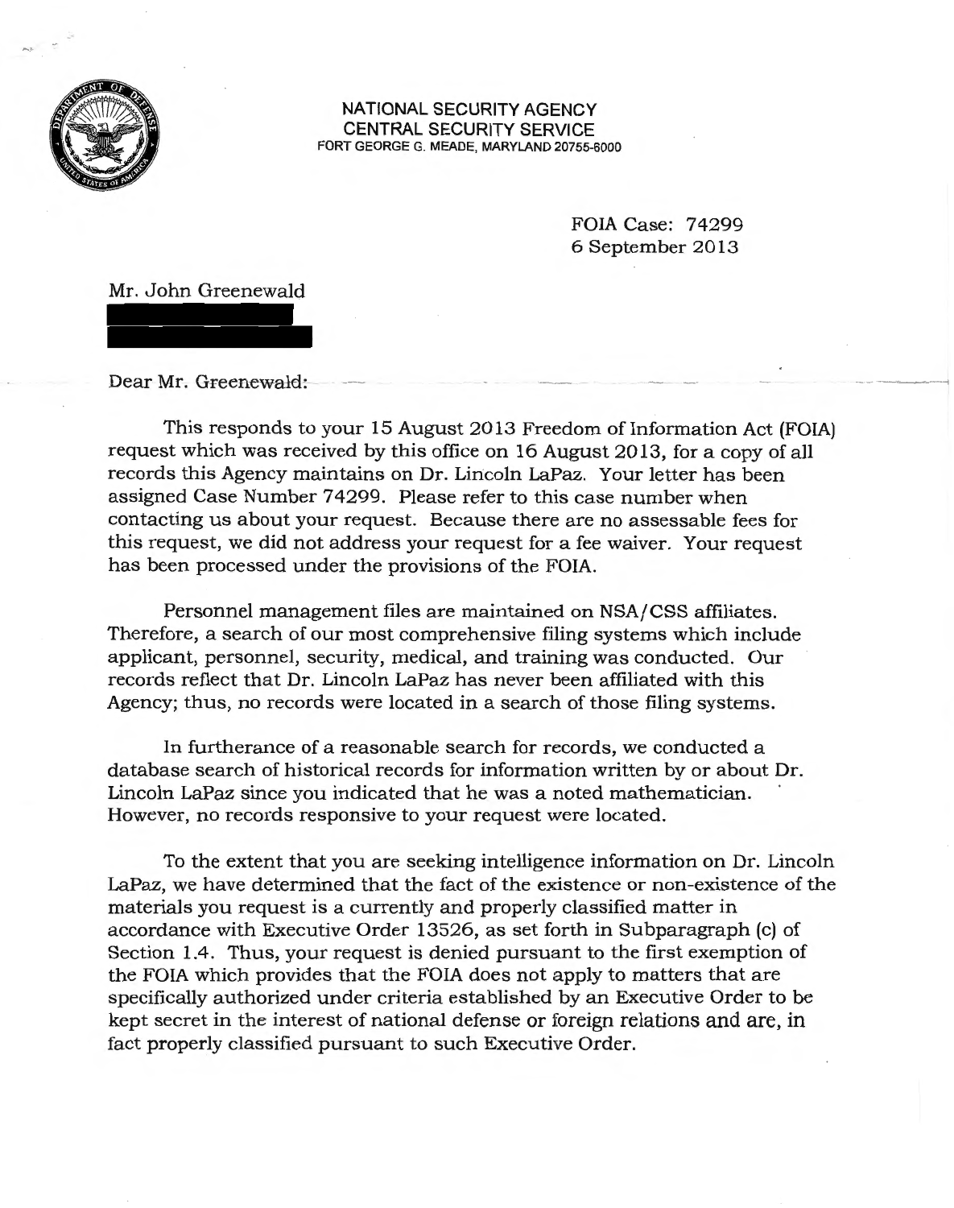NATIONAL SECURITY AGENCY
CENTRAL SECURITY SERVICE
FORT GEORGE G. MEADE, MARYLAND 20755-6000

FOIA Case: 74299
6 September 2013

Mr. John Greenewald

Dear Mr. Greenewald:

This responds to your 15 August 2013 Freedom of Information Act (FOIA) request which was received by this office on 16 August 2013, for a copy of all records this Agency maintains on Dr. Lincoln LaPaz. Your letter has been assigned Case Number 74299. Please refer to this case number when contacting us about your request. Because there are no assessable fees for this request, we did not address your request for a fee waiver. Your request has been processed under the provisions of the FOIA.

Personnel management files are maintained on NSA/CSS affiliates. Therefore, a search of our most comprehensive filing systems which include applicant, personnel, security, medical, and training was conducted. Our records reflect that Dr. Lincoln LaPaz has never been affiliated with this Agency; thus, no records were located in a search of those filing systems.

In furtherance of a reasonable search for records, we conducted a database search of historical records for information written by or about Dr. Lincoln LaPaz since you indicated that he was a noted mathematician. However, no records responsive to your request were located.

To the extent that you are seeking intelligence information on Dr. Lincoln LaPaz, we have determined that the fact of the existence or non-existence of the materials you request is a currently and properly classified matter in accordance with Executive Order 13526, as set forth in Subparagraph (c) of Section 1.4. Thus, your request is denied pursuant to the first exemption of the FOIA which provides that the FOIA does not apply to matters that are specifically authorized under criteria established by an Executive Order to be kept secret in the interest of national defense or foreign relations and are, in fact properly classified pursuant to such Executive Order.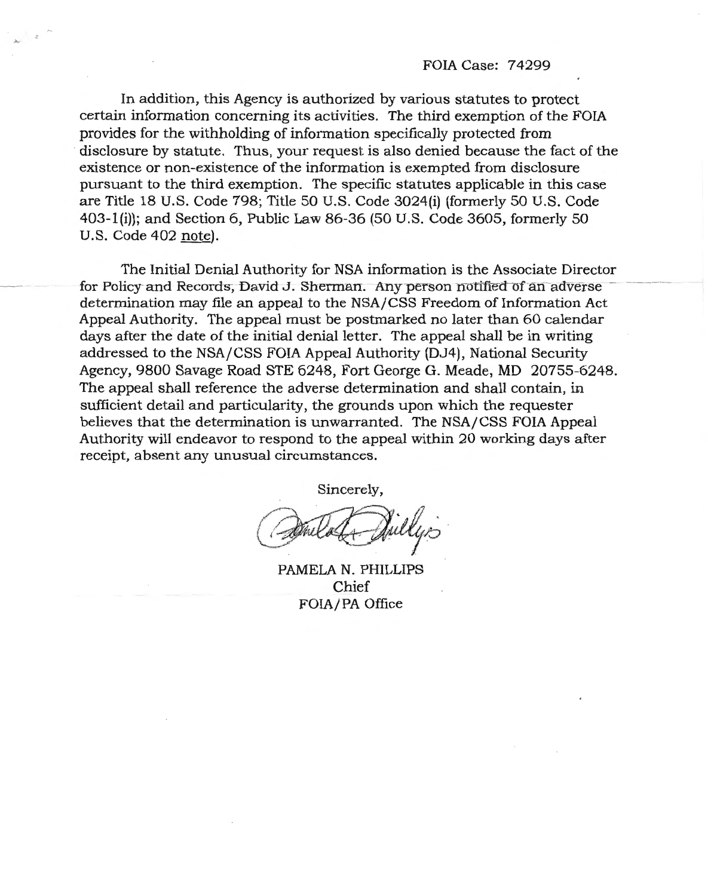FOIA Case: 74299

In addition, this Agency is authorized by various statutes to protect certain information concerning its activities. The third exemption of the FOIA provides for the withholding of information specifically protected from disclosure by statute. Thus, your request is also denied because the fact of the existence or non-existence of the information is exempted from disclosure pursuant to the third exemption. The specific statutes applicable in this case are Title 18 U.S. Code 798; Title 50 U.S. Code 3024(i) (formerly 50 U.S. Code 403-1(i)); and Section 6, Public Law 86-36 (50 U.S. Code 3605, formerly 50 U.S. Code 402 note).

The Initial Denial Authority for NSA information is the Associate Director for Policy and Records, David J. Sherman. Any person notified of an adverse determination may file an appeal to the NSA/CSS Freedom of Information Act Appeal Authority. The appeal must be postmarked no later than 60 calendar days after the date of the initial denial letter. The appeal shall be in writing addressed to the NSA/CSS FOIA Appeal Authority (DJ4), National Security Agency, 9800 Savage Road STE 6248, Fort George G. Meade, MD 20755-6248. The appeal shall reference the adverse determination and shall contain, in sufficient detail and particularity, the grounds upon which the requester believes that the determination is unwarranted. The NSA/CSS FOIA Appeal Authority will endeavor to respond to the appeal within 20 working days after receipt, absent any unusual circumstances.

Sincerely,

PAMELA N. PHILLIPS
Chief
FOIA/PA Office